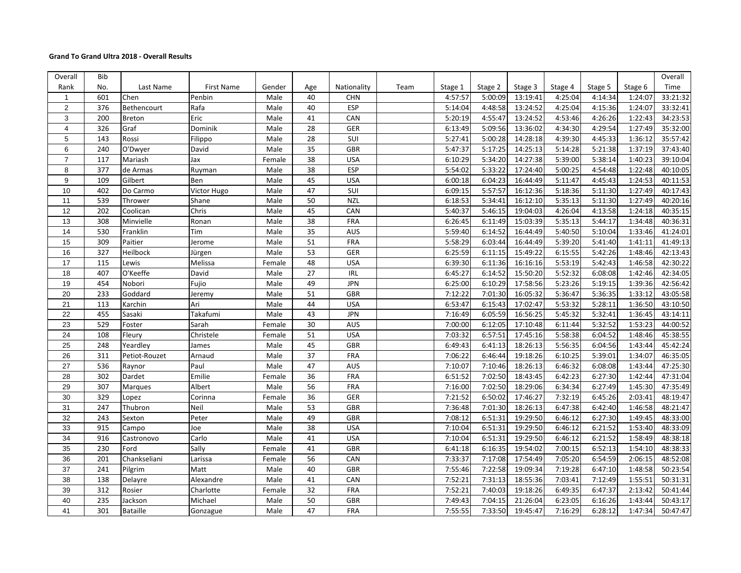**Grand To Grand Ultra 2018 - Overall Results**

| Overall Rank | Bib No. | Last Name | First Name | Gender | Age | Nationality | Team | Stage 1 | Stage 2 | Stage 3 | Stage 4 | Stage 5 | Stage 6 | Overall Time |
|---|---|---|---|---|---|---|---|---|---|---|---|---|---|---|
| 1 | 601 | Chen | Penbin | Male | 40 | CHN | | 4:57:57 | 5:00:09 | 13:19:41 | 4:25:04 | 4:14:34 | 1:24:07 | 33:21:32 |
| 2 | 376 | Bethencourt | Rafa | Male | 40 | ESP | | 5:14:04 | 4:48:58 | 13:24:52 | 4:25:04 | 4:15:36 | 1:24:07 | 33:32:41 |
| 3 | 200 | Breton | Eric | Male | 41 | CAN | | 5:20:19 | 4:55:47 | 13:24:52 | 4:53:46 | 4:26:26 | 1:22:43 | 34:23:53 |
| 4 | 326 | Graf | Dominik | Male | 28 | GER | | 6:13:49 | 5:09:56 | 13:36:02 | 4:34:30 | 4:29:54 | 1:27:49 | 35:32:00 |
| 5 | 143 | Rossi | Filippo | Male | 28 | SUI | | 5:27:41 | 5:00:28 | 14:28:18 | 4:39:30 | 4:45:33 | 1:36:12 | 35:57:42 |
| 6 | 240 | O'Dwyer | David | Male | 35 | GBR | | 5:47:37 | 5:17:25 | 14:25:13 | 5:14:28 | 5:21:38 | 1:37:19 | 37:43:40 |
| 7 | 117 | Mariash | Jax | Female | 38 | USA | | 6:10:29 | 5:34:20 | 14:27:38 | 5:39:00 | 5:38:14 | 1:40:23 | 39:10:04 |
| 8 | 377 | de Armas | Ruyman | Male | 38 | ESP | | 5:54:02 | 5:33:22 | 17:24:40 | 5:00:25 | 4:54:48 | 1:22:48 | 40:10:05 |
| 9 | 109 | Gilbert | Ben | Male | 45 | USA | | 6:00:18 | 6:04:23 | 16:44:49 | 5:11:47 | 4:45:43 | 1:24:53 | 40:11:53 |
| 10 | 402 | Do Carmo | Victor Hugo | Male | 47 | SUI | | 6:09:15 | 5:57:57 | 16:12:36 | 5:18:36 | 5:11:30 | 1:27:49 | 40:17:43 |
| 11 | 539 | Thrower | Shane | Male | 50 | NZL | | 6:18:53 | 5:34:41 | 16:12:10 | 5:35:13 | 5:11:30 | 1:27:49 | 40:20:16 |
| 12 | 202 | Coolican | Chris | Male | 45 | CAN | | 5:40:37 | 5:46:15 | 19:04:03 | 4:26:04 | 4:13:58 | 1:24:18 | 40:35:15 |
| 13 | 308 | Minvielle | Ronan | Male | 38 | FRA | | 6:26:45 | 6:11:49 | 15:03:39 | 5:35:13 | 5:44:17 | 1:34:48 | 40:36:31 |
| 14 | 530 | Franklin | Tim | Male | 35 | AUS | | 5:59:40 | 6:14:52 | 16:44:49 | 5:40:50 | 5:10:04 | 1:33:46 | 41:24:01 |
| 15 | 309 | Paitier | Jerome | Male | 51 | FRA | | 5:58:29 | 6:03:44 | 16:44:49 | 5:39:20 | 5:41:40 | 1:41:11 | 41:49:13 |
| 16 | 327 | Heilbock | Jürgen | Male | 53 | GER | | 6:25:59 | 6:11:15 | 15:49:22 | 6:15:55 | 5:42:26 | 1:48:46 | 42:13:43 |
| 17 | 115 | Lewis | Melissa | Female | 48 | USA | | 6:39:30 | 6:11:36 | 16:16:16 | 5:53:19 | 5:42:43 | 1:46:58 | 42:30:22 |
| 18 | 407 | O'Keeffe | David | Male | 27 | IRL | | 6:45:27 | 6:14:52 | 15:50:20 | 5:52:32 | 6:08:08 | 1:42:46 | 42:34:05 |
| 19 | 454 | Nobori | Fujio | Male | 49 | JPN | | 6:25:00 | 6:10:29 | 17:58:56 | 5:23:26 | 5:19:15 | 1:39:36 | 42:56:42 |
| 20 | 233 | Goddard | Jeremy | Male | 51 | GBR | | 7:12:22 | 7:01:30 | 16:05:32 | 5:36:47 | 5:36:35 | 1:33:12 | 43:05:58 |
| 21 | 113 | Karchin | Ari | Male | 44 | USA | | 6:53:47 | 6:15:43 | 17:02:47 | 5:53:32 | 5:28:11 | 1:36:50 | 43:10:50 |
| 22 | 455 | Sasaki | Takafumi | Male | 43 | JPN | | 7:16:49 | 6:05:59 | 16:56:25 | 5:45:32 | 5:32:41 | 1:36:45 | 43:14:11 |
| 23 | 529 | Foster | Sarah | Female | 30 | AUS | | 7:00:00 | 6:12:05 | 17:10:48 | 6:11:44 | 5:32:52 | 1:53:23 | 44:00:52 |
| 24 | 108 | Fleury | Christele | Female | 51 | USA | | 7:03:32 | 6:57:51 | 17:45:16 | 5:58:38 | 6:04:52 | 1:48:46 | 45:38:55 |
| 25 | 248 | Yeardley | James | Male | 45 | GBR | | 6:49:43 | 6:41:13 | 18:26:13 | 5:56:35 | 6:04:56 | 1:43:44 | 45:42:24 |
| 26 | 311 | Petiot-Rouzet | Arnaud | Male | 37 | FRA | | 7:06:22 | 6:46:44 | 19:18:26 | 6:10:25 | 5:39:01 | 1:34:07 | 46:35:05 |
| 27 | 536 | Raynor | Paul | Male | 47 | AUS | | 7:10:07 | 7:10:46 | 18:26:13 | 6:46:32 | 6:08:08 | 1:43:44 | 47:25:30 |
| 28 | 302 | Dardet | Emilie | Female | 36 | FRA | | 6:51:52 | 7:02:50 | 18:43:45 | 6:42:23 | 6:27:30 | 1:42:44 | 47:31:04 |
| 29 | 307 | Marques | Albert | Male | 56 | FRA | | 7:16:00 | 7:02:50 | 18:29:06 | 6:34:34 | 6:27:49 | 1:45:30 | 47:35:49 |
| 30 | 329 | Lopez | Corinna | Female | 36 | GER | | 7:21:52 | 6:50:02 | 17:46:27 | 7:32:19 | 6:45:26 | 2:03:41 | 48:19:47 |
| 31 | 247 | Thubron | Neil | Male | 53 | GBR | | 7:36:48 | 7:01:30 | 18:26:13 | 6:47:38 | 6:42:40 | 1:46:58 | 48:21:47 |
| 32 | 243 | Sexton | Peter | Male | 49 | GBR | | 7:08:12 | 6:51:31 | 19:29:50 | 6:46:12 | 6:27:30 | 1:49:45 | 48:33:00 |
| 33 | 915 | Campo | Joe | Male | 38 | USA | | 7:10:04 | 6:51:31 | 19:29:50 | 6:46:12 | 6:21:52 | 1:53:40 | 48:33:09 |
| 34 | 916 | Castronovo | Carlo | Male | 41 | USA | | 7:10:04 | 6:51:31 | 19:29:50 | 6:46:12 | 6:21:52 | 1:58:49 | 48:38:18 |
| 35 | 230 | Ford | Sally | Female | 41 | GBR | | 6:41:18 | 6:16:35 | 19:54:02 | 7:00:15 | 6:52:13 | 1:54:10 | 48:38:33 |
| 36 | 201 | Chankseliani | Larissa | Female | 56 | CAN | | 7:33:37 | 7:17:08 | 17:54:49 | 7:05:20 | 6:54:59 | 2:06:15 | 48:52:08 |
| 37 | 241 | Pilgrim | Matt | Male | 40 | GBR | | 7:55:46 | 7:22:58 | 19:09:34 | 7:19:28 | 6:47:10 | 1:48:58 | 50:23:54 |
| 38 | 138 | Delayre | Alexandre | Male | 41 | CAN | | 7:52:21 | 7:31:13 | 18:55:36 | 7:03:41 | 7:12:49 | 1:55:51 | 50:31:31 |
| 39 | 312 | Rosier | Charlotte | Female | 32 | FRA | | 7:52:21 | 7:40:03 | 19:18:26 | 6:49:35 | 6:47:37 | 2:13:42 | 50:41:44 |
| 40 | 235 | Jackson | Michael | Male | 50 | GBR | | 7:49:43 | 7:04:15 | 21:26:04 | 6:23:05 | 6:16:26 | 1:43:44 | 50:43:17 |
| 41 | 301 | Bataille | Gonzague | Male | 47 | FRA | | 7:55:55 | 7:33:50 | 19:45:47 | 7:16:29 | 6:28:12 | 1:47:34 | 50:47:47 |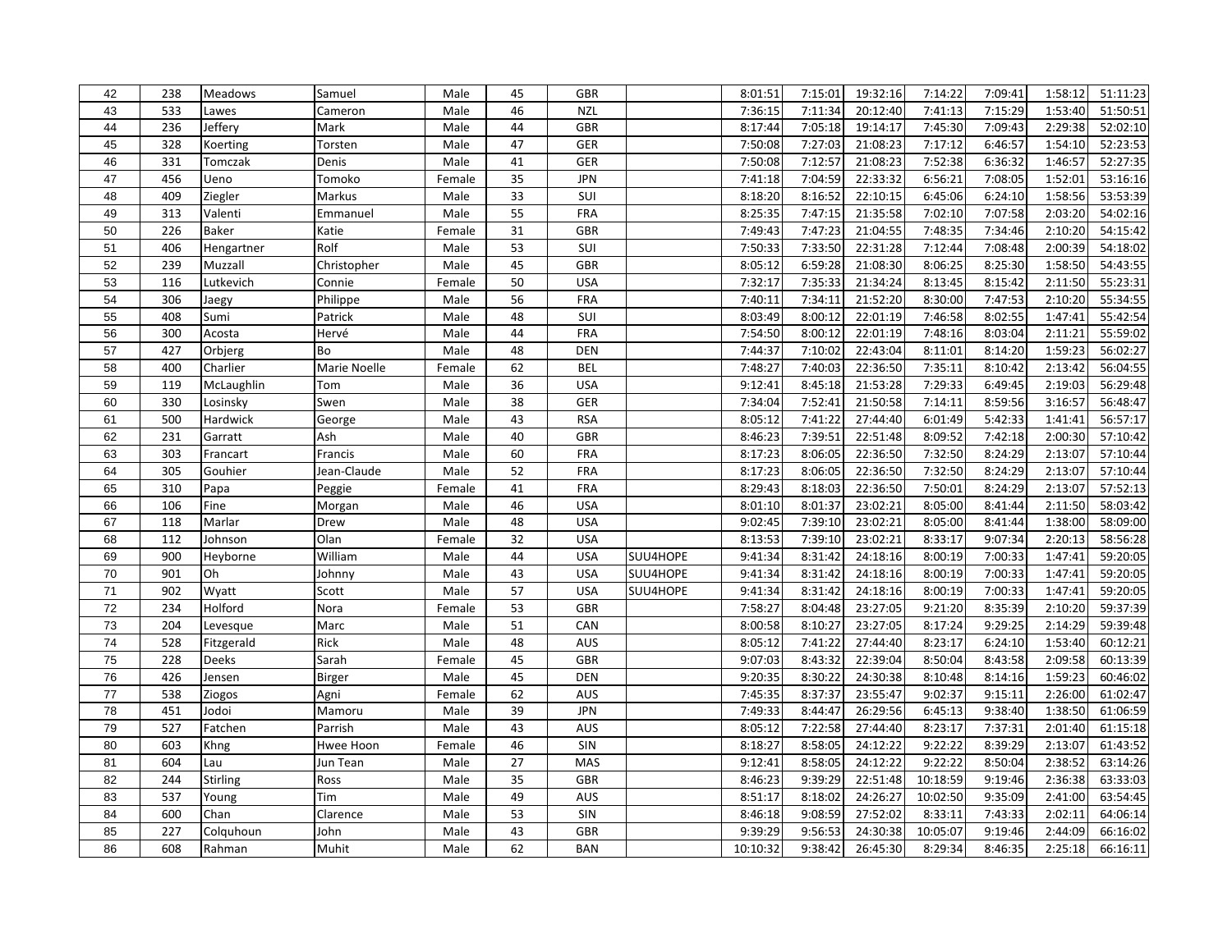| 42 | 238 | Meadows | Samuel | Male | 45 | GBR | | 8:01:51 | 7:15:01 | 19:32:16 | 7:14:22 | 7:09:41 | 1:58:12 | 51:11:23 |
|---|---|---|---|---|---|---|---|---|---|---|---|---|---|---|
| 43 | 533 | Lawes | Cameron | Male | 46 | NZL | | 7:36:15 | 7:11:34 | 20:12:40 | 7:41:13 | 7:15:29 | 1:53:40 | 51:50:51 |
| 44 | 236 | Jeffery | Mark | Male | 44 | GBR | | 8:17:44 | 7:05:18 | 19:14:17 | 7:45:30 | 7:09:43 | 2:29:38 | 52:02:10 |
| 45 | 328 | Koerting | Torsten | Male | 47 | GER | | 7:50:08 | 7:27:03 | 21:08:23 | 7:17:12 | 6:46:57 | 1:54:10 | 52:23:53 |
| 46 | 331 | Tomczak | Denis | Male | 41 | GER | | 7:50:08 | 7:12:57 | 21:08:23 | 7:52:38 | 6:36:32 | 1:46:57 | 52:27:35 |
| 47 | 456 | Ueno | Tomoko | Female | 35 | JPN | | 7:41:18 | 7:04:59 | 22:33:32 | 6:56:21 | 7:08:05 | 1:52:01 | 53:16:16 |
| 48 | 409 | Ziegler | Markus | Male | 33 | SUI | | 8:18:20 | 8:16:52 | 22:10:15 | 6:45:06 | 6:24:10 | 1:58:56 | 53:53:39 |
| 49 | 313 | Valenti | Emmanuel | Male | 55 | FRA | | 8:25:35 | 7:47:15 | 21:35:58 | 7:02:10 | 7:07:58 | 2:03:20 | 54:02:16 |
| 50 | 226 | Baker | Katie | Female | 31 | GBR | | 7:49:43 | 7:47:23 | 21:04:55 | 7:48:35 | 7:34:46 | 2:10:20 | 54:15:42 |
| 51 | 406 | Hengartner | Rolf | Male | 53 | SUI | | 7:50:33 | 7:33:50 | 22:31:28 | 7:12:44 | 7:08:48 | 2:00:39 | 54:18:02 |
| 52 | 239 | Muzzall | Christopher | Male | 45 | GBR | | 8:05:12 | 6:59:28 | 21:08:30 | 8:06:25 | 8:25:30 | 1:58:50 | 54:43:55 |
| 53 | 116 | Lutkevich | Connie | Female | 50 | USA | | 7:32:17 | 7:35:33 | 21:34:24 | 8:13:45 | 8:15:42 | 2:11:50 | 55:23:31 |
| 54 | 306 | Jaegy | Philippe | Male | 56 | FRA | | 7:40:11 | 7:34:11 | 21:52:20 | 8:30:00 | 7:47:53 | 2:10:20 | 55:34:55 |
| 55 | 408 | Sumi | Patrick | Male | 48 | SUI | | 8:03:49 | 8:00:12 | 22:01:19 | 7:46:58 | 8:02:55 | 1:47:41 | 55:42:54 |
| 56 | 300 | Acosta | Hervé | Male | 44 | FRA | | 7:54:50 | 8:00:12 | 22:01:19 | 7:48:16 | 8:03:04 | 2:11:21 | 55:59:02 |
| 57 | 427 | Orbjerg | Bo | Male | 48 | DEN | | 7:44:37 | 7:10:02 | 22:43:04 | 8:11:01 | 8:14:20 | 1:59:23 | 56:02:27 |
| 58 | 400 | Charlier | Marie Noelle | Female | 62 | BEL | | 7:48:27 | 7:40:03 | 22:36:50 | 7:35:11 | 8:10:42 | 2:13:42 | 56:04:55 |
| 59 | 119 | McLaughlin | Tom | Male | 36 | USA | | 9:12:41 | 8:45:18 | 21:53:28 | 7:29:33 | 6:49:45 | 2:19:03 | 56:29:48 |
| 60 | 330 | Losinsky | Swen | Male | 38 | GER | | 7:34:04 | 7:52:41 | 21:50:58 | 7:14:11 | 8:59:56 | 3:16:57 | 56:48:47 |
| 61 | 500 | Hardwick | George | Male | 43 | RSA | | 8:05:12 | 7:41:22 | 27:44:40 | 6:01:49 | 5:42:33 | 1:41:41 | 56:57:17 |
| 62 | 231 | Garratt | Ash | Male | 40 | GBR | | 8:46:23 | 7:39:51 | 22:51:48 | 8:09:52 | 7:42:18 | 2:00:30 | 57:10:42 |
| 63 | 303 | Francart | Francis | Male | 60 | FRA | | 8:17:23 | 8:06:05 | 22:36:50 | 7:32:50 | 8:24:29 | 2:13:07 | 57:10:44 |
| 64 | 305 | Gouhier | Jean-Claude | Male | 52 | FRA | | 8:17:23 | 8:06:05 | 22:36:50 | 7:32:50 | 8:24:29 | 2:13:07 | 57:10:44 |
| 65 | 310 | Papa | Peggie | Female | 41 | FRA | | 8:29:43 | 8:18:03 | 22:36:50 | 7:50:01 | 8:24:29 | 2:13:07 | 57:52:13 |
| 66 | 106 | Fine | Morgan | Male | 46 | USA | | 8:01:10 | 8:01:37 | 23:02:21 | 8:05:00 | 8:41:44 | 2:11:50 | 58:03:42 |
| 67 | 118 | Marlar | Drew | Male | 48 | USA | | 9:02:45 | 7:39:10 | 23:02:21 | 8:05:00 | 8:41:44 | 1:38:00 | 58:09:00 |
| 68 | 112 | Johnson | Olan | Female | 32 | USA | | 8:13:53 | 7:39:10 | 23:02:21 | 8:33:17 | 9:07:34 | 2:20:13 | 58:56:28 |
| 69 | 900 | Heyborne | William | Male | 44 | USA | SUU4HOPE | 9:41:34 | 8:31:42 | 24:18:16 | 8:00:19 | 7:00:33 | 1:47:41 | 59:20:05 |
| 70 | 901 | Oh | Johnny | Male | 43 | USA | SUU4HOPE | 9:41:34 | 8:31:42 | 24:18:16 | 8:00:19 | 7:00:33 | 1:47:41 | 59:20:05 |
| 71 | 902 | Wyatt | Scott | Male | 57 | USA | SUU4HOPE | 9:41:34 | 8:31:42 | 24:18:16 | 8:00:19 | 7:00:33 | 1:47:41 | 59:20:05 |
| 72 | 234 | Holford | Nora | Female | 53 | GBR | | 7:58:27 | 8:04:48 | 23:27:05 | 9:21:20 | 8:35:39 | 2:10:20 | 59:37:39 |
| 73 | 204 | Levesque | Marc | Male | 51 | CAN | | 8:00:58 | 8:10:27 | 23:27:05 | 8:17:24 | 9:29:25 | 2:14:29 | 59:39:48 |
| 74 | 528 | Fitzgerald | Rick | Male | 48 | AUS | | 8:05:12 | 7:41:22 | 27:44:40 | 8:23:17 | 6:24:10 | 1:53:40 | 60:12:21 |
| 75 | 228 | Deeks | Sarah | Female | 45 | GBR | | 9:07:03 | 8:43:32 | 22:39:04 | 8:50:04 | 8:43:58 | 2:09:58 | 60:13:39 |
| 76 | 426 | Jensen | Birger | Male | 45 | DEN | | 9:20:35 | 8:30:22 | 24:30:38 | 8:10:48 | 8:14:16 | 1:59:23 | 60:46:02 |
| 77 | 538 | Ziogos | Agni | Female | 62 | AUS | | 7:45:35 | 8:37:37 | 23:55:47 | 9:02:37 | 9:15:11 | 2:26:00 | 61:02:47 |
| 78 | 451 | Jodoi | Mamoru | Male | 39 | JPN | | 7:49:33 | 8:44:47 | 26:29:56 | 6:45:13 | 9:38:40 | 1:38:50 | 61:06:59 |
| 79 | 527 | Fatchen | Parrish | Male | 43 | AUS | | 8:05:12 | 7:22:58 | 27:44:40 | 8:23:17 | 7:37:31 | 2:01:40 | 61:15:18 |
| 80 | 603 | Khng | Hwee Hoon | Female | 46 | SIN | | 8:18:27 | 8:58:05 | 24:12:22 | 9:22:22 | 8:39:29 | 2:13:07 | 61:43:52 |
| 81 | 604 | Lau | Jun Tean | Male | 27 | MAS | | 9:12:41 | 8:58:05 | 24:12:22 | 9:22:22 | 8:50:04 | 2:38:52 | 63:14:26 |
| 82 | 244 | Stirling | Ross | Male | 35 | GBR | | 8:46:23 | 9:39:29 | 22:51:48 | 10:18:59 | 9:19:46 | 2:36:38 | 63:33:03 |
| 83 | 537 | Young | Tim | Male | 49 | AUS | | 8:51:17 | 8:18:02 | 24:26:27 | 10:02:50 | 9:35:09 | 2:41:00 | 63:54:45 |
| 84 | 600 | Chan | Clarence | Male | 53 | SIN | | 8:46:18 | 9:08:59 | 27:52:02 | 8:33:11 | 7:43:33 | 2:02:11 | 64:06:14 |
| 85 | 227 | Colquhoun | John | Male | 43 | GBR | | 9:39:29 | 9:56:53 | 24:30:38 | 10:05:07 | 9:19:46 | 2:44:09 | 66:16:02 |
| 86 | 608 | Rahman | Muhit | Male | 62 | BAN | | 10:10:32 | 9:38:42 | 26:45:30 | 8:29:34 | 8:46:35 | 2:25:18 | 66:16:11 |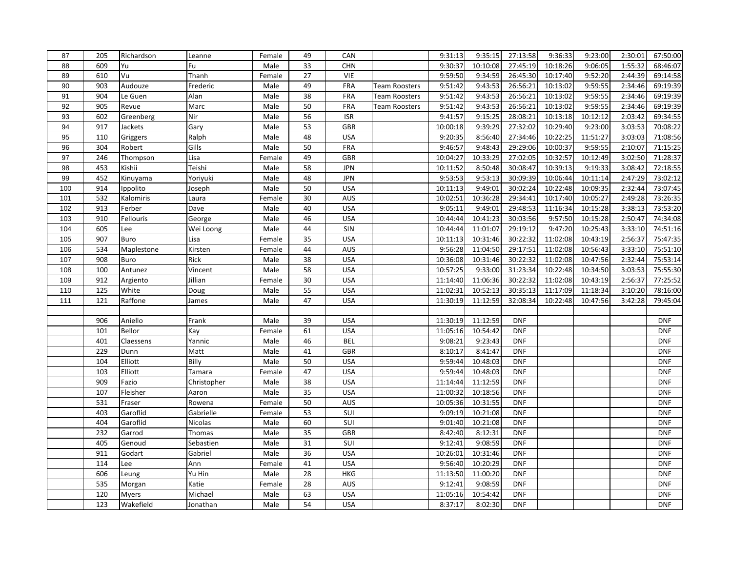| | | | | | | | | | | | | | | |
|---|---|---|---|---|---|---|---|---|---|---|---|---|---|---|
| 87 | 205 | Richardson | Leanne | Female | 49 | CAN | | 9:31:13 | 9:35:15 | 27:13:58 | 9:36:33 | 9:23:00 | 2:30:01 | 67:50:00 |
| 88 | 609 | Yu | Fu | Male | 33 | CHN | | 9:30:37 | 10:10:08 | 27:45:19 | 10:18:26 | 9:06:05 | 1:55:32 | 68:46:07 |
| 89 | 610 | Vu | Thanh | Female | 27 | VIE | | 9:59:50 | 9:34:59 | 26:45:30 | 10:17:40 | 9:52:20 | 2:44:39 | 69:14:58 |
| 90 | 903 | Audouze | Frederic | Male | 49 | FRA | Team Roosters | 9:51:42 | 9:43:53 | 26:56:21 | 10:13:02 | 9:59:55 | 2:34:46 | 69:19:39 |
| 91 | 904 | Le Guen | Alan | Male | 38 | FRA | Team Roosters | 9:51:42 | 9:43:53 | 26:56:21 | 10:13:02 | 9:59:55 | 2:34:46 | 69:19:39 |
| 92 | 905 | Revue | Marc | Male | 50 | FRA | Team Roosters | 9:51:42 | 9:43:53 | 26:56:21 | 10:13:02 | 9:59:55 | 2:34:46 | 69:19:39 |
| 93 | 602 | Greenberg | Nir | Male | 56 | ISR | | 9:41:57 | 9:15:25 | 28:08:21 | 10:13:18 | 10:12:12 | 2:03:42 | 69:34:55 |
| 94 | 917 | Jackets | Gary | Male | 53 | GBR | | 10:00:18 | 9:39:29 | 27:32:02 | 10:29:40 | 9:23:00 | 3:03:53 | 70:08:22 |
| 95 | 110 | Griggers | Ralph | Male | 48 | USA | | 9:20:35 | 8:56:40 | 27:34:46 | 10:22:25 | 11:51:27 | 3:03:03 | 71:08:56 |
| 96 | 304 | Robert | Gills | Male | 50 | FRA | | 9:46:57 | 9:48:43 | 29:29:06 | 10:00:37 | 9:59:55 | 2:10:07 | 71:15:25 |
| 97 | 246 | Thompson | Lisa | Female | 49 | GBR | | 10:04:27 | 10:33:29 | 27:02:05 | 10:32:57 | 10:12:49 | 3:02:50 | 71:28:37 |
| 98 | 453 | Kishii | Teishi | Male | 58 | JPN | | 10:11:52 | 8:50:48 | 30:08:47 | 10:39:13 | 9:19:33 | 3:08:42 | 72:18:55 |
| 99 | 452 | Kinuyama | Yoriyuki | Male | 48 | JPN | | 9:53:53 | 9:53:13 | 30:09:39 | 10:06:44 | 10:11:14 | 2:47:29 | 73:02:12 |
| 100 | 914 | Ippolito | Joseph | Male | 50 | USA | | 10:11:13 | 9:49:01 | 30:02:24 | 10:22:48 | 10:09:35 | 2:32:44 | 73:07:45 |
| 101 | 532 | Kalomiris | Laura | Female | 30 | AUS | | 10:02:51 | 10:36:28 | 29:34:41 | 10:17:40 | 10:05:27 | 2:49:28 | 73:26:35 |
| 102 | 913 | Ferber | Dave | Male | 40 | USA | | 9:05:11 | 9:49:01 | 29:48:53 | 11:16:34 | 10:15:28 | 3:38:13 | 73:53:20 |
| 103 | 910 | Fellouris | George | Male | 46 | USA | | 10:44:44 | 10:41:23 | 30:03:56 | 9:57:50 | 10:15:28 | 2:50:47 | 74:34:08 |
| 104 | 605 | Lee | Wei Loong | Male | 44 | SIN | | 10:44:44 | 11:01:07 | 29:19:12 | 9:47:20 | 10:25:43 | 3:33:10 | 74:51:16 |
| 105 | 907 | Buro | Lisa | Female | 35 | USA | | 10:11:13 | 10:31:46 | 30:22:32 | 11:02:08 | 10:43:19 | 2:56:37 | 75:47:35 |
| 106 | 534 | Maplestone | Kirsten | Female | 44 | AUS | | 9:56:28 | 11:04:50 | 29:17:51 | 11:02:08 | 10:56:43 | 3:33:10 | 75:51:10 |
| 107 | 908 | Buro | Rick | Male | 38 | USA | | 10:36:08 | 10:31:46 | 30:22:32 | 11:02:08 | 10:47:56 | 2:32:44 | 75:53:14 |
| 108 | 100 | Antunez | Vincent | Male | 58 | USA | | 10:57:25 | 9:33:00 | 31:23:34 | 10:22:48 | 10:34:50 | 3:03:53 | 75:55:30 |
| 109 | 912 | Argiento | Jillian | Female | 30 | USA | | 11:14:40 | 11:06:36 | 30:22:32 | 11:02:08 | 10:43:19 | 2:56:37 | 77:25:52 |
| 110 | 125 | White | Doug | Male | 55 | USA | | 11:02:31 | 10:52:13 | 30:35:13 | 11:17:09 | 11:18:34 | 3:10:20 | 78:16:00 |
| 111 | 121 | Raffone | James | Male | 47 | USA | | 11:30:19 | 11:12:59 | 32:08:34 | 10:22:48 | 10:47:56 | 3:42:28 | 79:45:04 |
| | | | | | | | | | | | | | | |
| | 906 | Aniello | Frank | Male | 39 | USA | | 11:30:19 | 11:12:59 | DNF | | | | DNF |
| | 101 | Bellor | Kay | Female | 61 | USA | | 11:05:16 | 10:54:42 | DNF | | | | DNF |
| | 401 | Claessens | Yannic | Male | 46 | BEL | | 9:08:21 | 9:23:43 | DNF | | | | DNF |
| | 229 | Dunn | Matt | Male | 41 | GBR | | 8:10:17 | 8:41:47 | DNF | | | | DNF |
| | 104 | Elliott | Billy | Male | 50 | USA | | 9:59:44 | 10:48:03 | DNF | | | | DNF |
| | 103 | Elliott | Tamara | Female | 47 | USA | | 9:59:44 | 10:48:03 | DNF | | | | DNF |
| | 909 | Fazio | Christopher | Male | 38 | USA | | 11:14:44 | 11:12:59 | DNF | | | | DNF |
| | 107 | Fleisher | Aaron | Male | 35 | USA | | 11:00:32 | 10:18:56 | DNF | | | | DNF |
| | 531 | Fraser | Rowena | Female | 50 | AUS | | 10:05:36 | 10:31:55 | DNF | | | | DNF |
| | 403 | Garoflid | Gabrielle | Female | 53 | SUI | | 9:09:19 | 10:21:08 | DNF | | | | DNF |
| | 404 | Garoflid | Nicolas | Male | 60 | SUI | | 9:01:40 | 10:21:08 | DNF | | | | DNF |
| | 232 | Garrod | Thomas | Male | 35 | GBR | | 8:42:40 | 8:12:31 | DNF | | | | DNF |
| | 405 | Genoud | Sebastien | Male | 31 | SUI | | 9:12:41 | 9:08:59 | DNF | | | | DNF |
| | 911 | Godart | Gabriel | Male | 36 | USA | | 10:26:01 | 10:31:46 | DNF | | | | DNF |
| | 114 | Lee | Ann | Female | 41 | USA | | 9:56:40 | 10:20:29 | DNF | | | | DNF |
| | 606 | Leung | Yu Hin | Male | 28 | HKG | | 11:13:50 | 11:00:20 | DNF | | | | DNF |
| | 535 | Morgan | Katie | Female | 28 | AUS | | 9:12:41 | 9:08:59 | DNF | | | | DNF |
| | 120 | Myers | Michael | Male | 63 | USA | | 11:05:16 | 10:54:42 | DNF | | | | DNF |
| | 123 | Wakefield | Jonathan | Male | 54 | USA | | 8:37:17 | 8:02:30 | DNF | | | | DNF |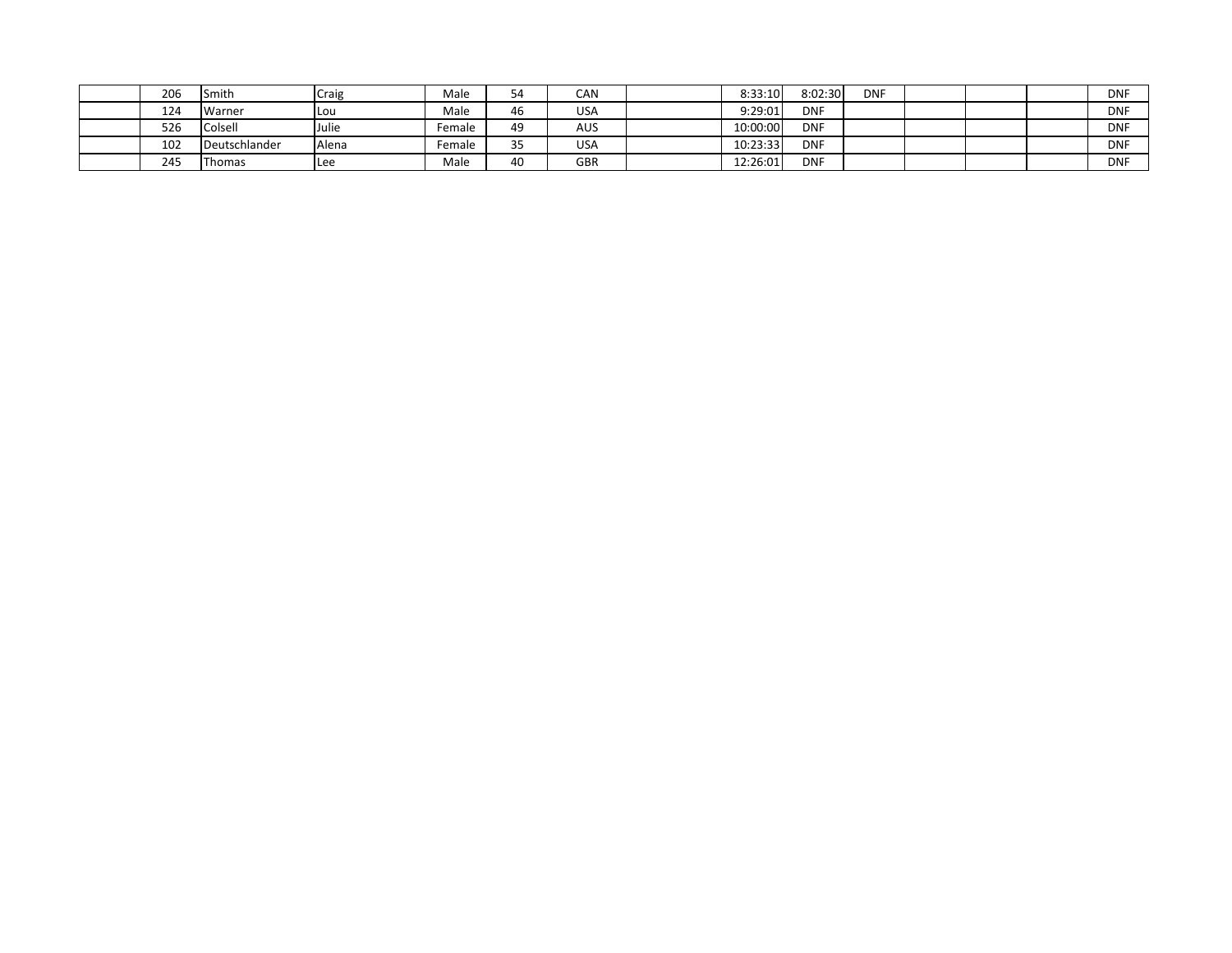| | | | | | | | | | | | | | | |
|---|---|---|---|---|---|---|---|---|---|---|---|---|---|---|
| | 206 | Smith | Craig | Male | 54 | CAN | | 8:33:10 | 8:02:30 | DNF | | | | DNF |
| | 124 | Warner | Lou | Male | 46 | USA | | 9:29:01 | DNF | | | | | DNF |
| | 526 | Colsell | Julie | Female | 49 | AUS | | 10:00:00 | DNF | | | | | DNF |
| | 102 | Deutschlander | Alena | Female | 35 | USA | | 10:23:33 | DNF | | | | | DNF |
| | 245 | Thomas | Lee | Male | 40 | GBR | | 12:26:01 | DNF | | | | | DNF |